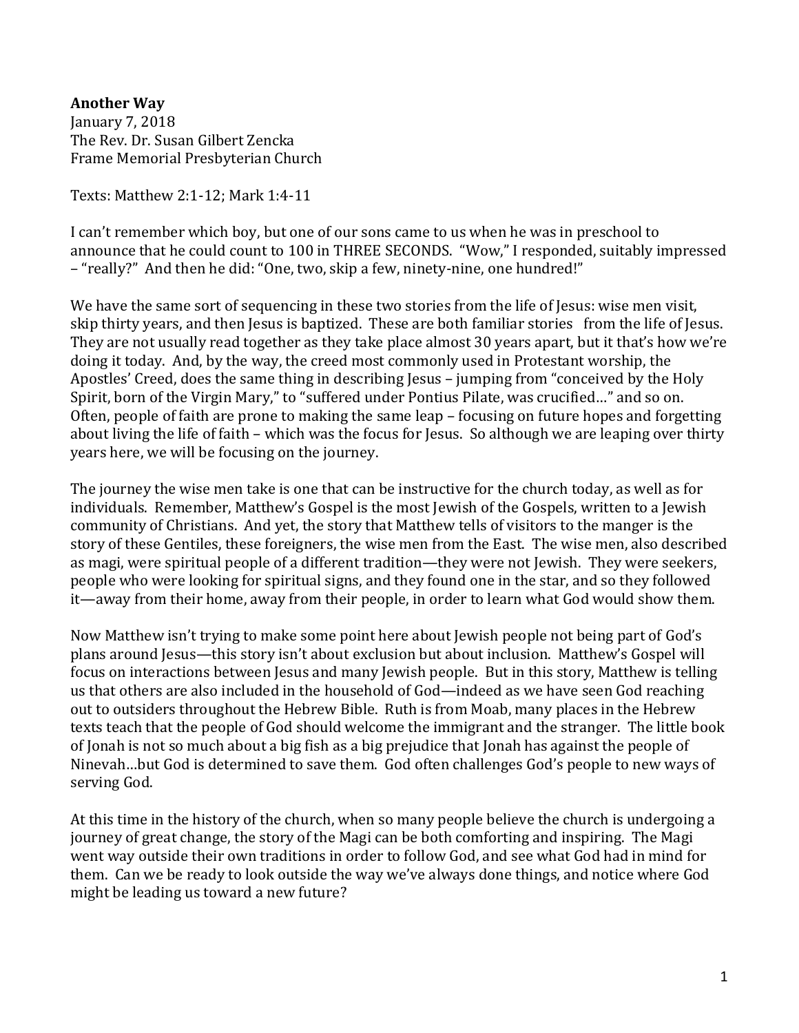**Another Way**
January 7, 2018
The Rev. Dr. Susan Gilbert Zencka
Frame Memorial Presbyterian Church

Texts: Matthew 2:1-12; Mark 1:4-11

I can't remember which boy, but one of our sons came to us when he was in preschool to announce that he could count to 100 in THREE SECONDS. "Wow," I responded, suitably impressed – "really?" And then he did: "One, two, skip a few, ninety-nine, one hundred!"

We have the same sort of sequencing in these two stories from the life of Jesus: wise men visit, skip thirty years, and then Jesus is baptized. These are both familiar stories from the life of Jesus. They are not usually read together as they take place almost 30 years apart, but it that's how we're doing it today. And, by the way, the creed most commonly used in Protestant worship, the Apostles' Creed, does the same thing in describing Jesus – jumping from "conceived by the Holy Spirit, born of the Virgin Mary," to "suffered under Pontius Pilate, was crucified…" and so on. Often, people of faith are prone to making the same leap – focusing on future hopes and forgetting about living the life of faith – which was the focus for Jesus. So although we are leaping over thirty years here, we will be focusing on the journey.

The journey the wise men take is one that can be instructive for the church today, as well as for individuals. Remember, Matthew's Gospel is the most Jewish of the Gospels, written to a Jewish community of Christians. And yet, the story that Matthew tells of visitors to the manger is the story of these Gentiles, these foreigners, the wise men from the East. The wise men, also described as magi, were spiritual people of a different tradition—they were not Jewish. They were seekers, people who were looking for spiritual signs, and they found one in the star, and so they followed it—away from their home, away from their people, in order to learn what God would show them.

Now Matthew isn't trying to make some point here about Jewish people not being part of God's plans around Jesus—this story isn't about exclusion but about inclusion. Matthew's Gospel will focus on interactions between Jesus and many Jewish people. But in this story, Matthew is telling us that others are also included in the household of God—indeed as we have seen God reaching out to outsiders throughout the Hebrew Bible. Ruth is from Moab, many places in the Hebrew texts teach that the people of God should welcome the immigrant and the stranger. The little book of Jonah is not so much about a big fish as a big prejudice that Jonah has against the people of Ninevah…but God is determined to save them. God often challenges God's people to new ways of serving God.

At this time in the history of the church, when so many people believe the church is undergoing a journey of great change, the story of the Magi can be both comforting and inspiring. The Magi went way outside their own traditions in order to follow God, and see what God had in mind for them. Can we be ready to look outside the way we've always done things, and notice where God might be leading us toward a new future?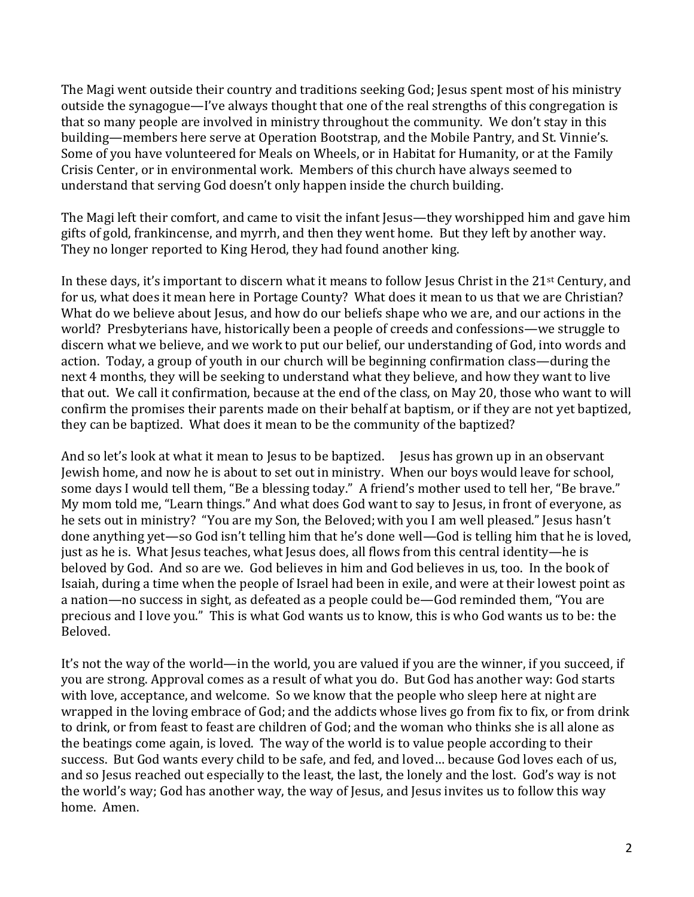The Magi went outside their country and traditions seeking God; Jesus spent most of his ministry outside the synagogue—I've always thought that one of the real strengths of this congregation is that so many people are involved in ministry throughout the community. We don't stay in this building—members here serve at Operation Bootstrap, and the Mobile Pantry, and St. Vinnie's. Some of you have volunteered for Meals on Wheels, or in Habitat for Humanity, or at the Family Crisis Center, or in environmental work. Members of this church have always seemed to understand that serving God doesn't only happen inside the church building.

The Magi left their comfort, and came to visit the infant Jesus—they worshipped him and gave him gifts of gold, frankincense, and myrrh, and then they went home. But they left by another way. They no longer reported to King Herod, they had found another king.

In these days, it's important to discern what it means to follow Jesus Christ in the 21st Century, and for us, what does it mean here in Portage County? What does it mean to us that we are Christian? What do we believe about Jesus, and how do our beliefs shape who we are, and our actions in the world? Presbyterians have, historically been a people of creeds and confessions—we struggle to discern what we believe, and we work to put our belief, our understanding of God, into words and action. Today, a group of youth in our church will be beginning confirmation class—during the next 4 months, they will be seeking to understand what they believe, and how they want to live that out. We call it confirmation, because at the end of the class, on May 20, those who want to will confirm the promises their parents made on their behalf at baptism, or if they are not yet baptized, they can be baptized. What does it mean to be the community of the baptized?

And so let's look at what it mean to Jesus to be baptized. Jesus has grown up in an observant Jewish home, and now he is about to set out in ministry. When our boys would leave for school, some days I would tell them, "Be a blessing today." A friend's mother used to tell her, "Be brave." My mom told me, "Learn things." And what does God want to say to Jesus, in front of everyone, as he sets out in ministry? "You are my Son, the Beloved; with you I am well pleased." Jesus hasn't done anything yet—so God isn't telling him that he's done well—God is telling him that he is loved, just as he is. What Jesus teaches, what Jesus does, all flows from this central identity—he is beloved by God. And so are we. God believes in him and God believes in us, too. In the book of Isaiah, during a time when the people of Israel had been in exile, and were at their lowest point as a nation—no success in sight, as defeated as a people could be—God reminded them, "You are precious and I love you." This is what God wants us to know, this is who God wants us to be: the Beloved.

It's not the way of the world—in the world, you are valued if you are the winner, if you succeed, if you are strong. Approval comes as a result of what you do. But God has another way: God starts with love, acceptance, and welcome. So we know that the people who sleep here at night are wrapped in the loving embrace of God; and the addicts whose lives go from fix to fix, or from drink to drink, or from feast to feast are children of God; and the woman who thinks she is all alone as the beatings come again, is loved. The way of the world is to value people according to their success. But God wants every child to be safe, and fed, and loved… because God loves each of us, and so Jesus reached out especially to the least, the last, the lonely and the lost. God's way is not the world's way; God has another way, the way of Jesus, and Jesus invites us to follow this way home. Amen.